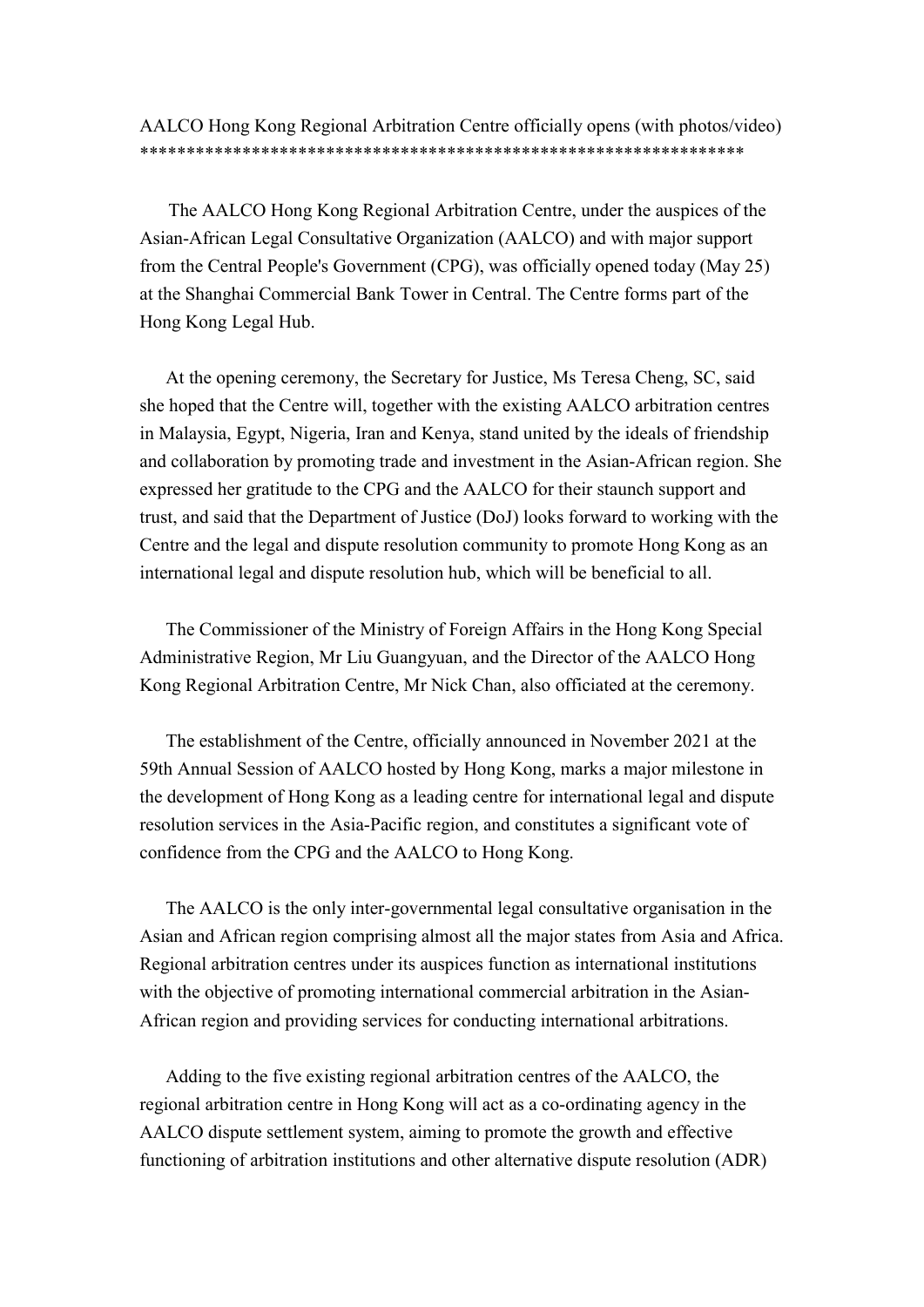# AALCO Hong Kong Regional Arbitration Centre officially opens (with photos/video)

The AALCO Hong Kong Regional Arbitration Centre, under the auspices of the Asian-African Legal Consultative Organization (AALCO) and with major support from the Central People's Government (CPG), was officially opened today (May 25) at the Shanghai Commercial Bank Tower in Central. The Centre forms part of the Hong Kong Legal Hub.

At the opening ceremony, the Secretary for Justice, Ms Teresa Cheng, SC, said she hoped that the Centre will, together with the existing AALCO arbitration centres in Malaysia, Egypt, Nigeria, Iran and Kenya, stand united by the ideals of friendship and collaboration by promoting trade and investment in the Asian-African region. She expressed her gratitude to the CPG and the AALCO for their staunch support and trust, and said that the Department of Justice (DoJ) looks forward to working with the Centre and the legal and dispute resolution community to promote Hong Kong as an international legal and dispute resolution hub, which will be beneficial to all.

The Commissioner of the Ministry of Foreign Affairs in the Hong Kong Special Administrative Region, Mr Liu Guangyuan, and the Director of the AALCO Hong Kong Regional Arbitration Centre, Mr Nick Chan, also officiated at the ceremony.

The establishment of the Centre, officially announced in November 2021 at the 59th Annual Session of AALCO hosted by Hong Kong, marks a major milestone in the development of Hong Kong as a leading centre for international legal and dispute resolution services in the Asia-Pacific region, and constitutes a significant vote of confidence from the CPG and the AALCO to Hong Kong.

The AALCO is the only inter-governmental legal consultative organisation in the Asian and African region comprising almost all the major states from Asia and Africa. Regional arbitration centres under its auspices function as international institutions with the objective of promoting international commercial arbitration in the Asian-African region and providing services for conducting international arbitrations.

Adding to the five existing regional arbitration centres of the AALCO, the regional arbitration centre in Hong Kong will act as a co-ordinating agency in the AALCO dispute settlement system, aiming to promote the growth and effective functioning of arbitration institutions and other alternative dispute resolution (ADR)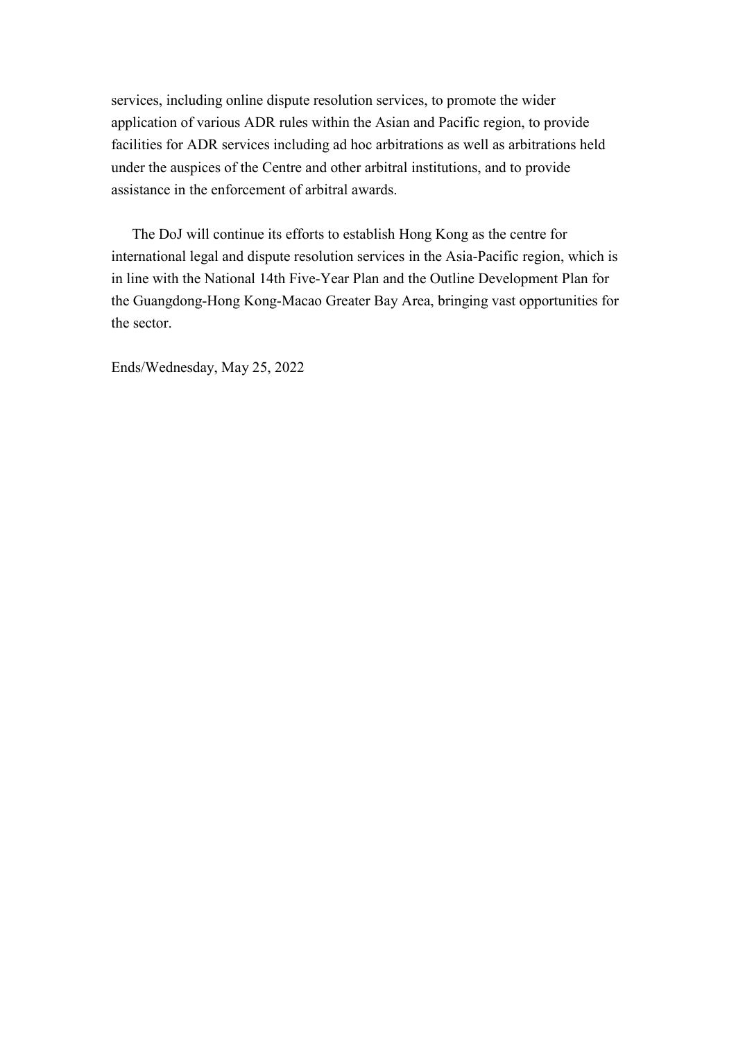services, including online dispute resolution services, to promote the wider application of various ADR rules within the Asian and Pacific region, to provide facilities for ADR services including ad hoc arbitrations as well as arbitrations held under the auspices of the Centre and other arbitral institutions, and to provide assistance in the enforcement of arbitral awards.

The DoJ will continue its efforts to establish Hong Kong as the centre for international legal and dispute resolution services in the Asia-Pacific region, which is in line with the National 14th Five-Year Plan and the Outline Development Plan for the Guangdong-Hong Kong-Macao Greater Bay Area, bringing vast opportunities for the sector.

Ends/Wednesday, May 25, 2022